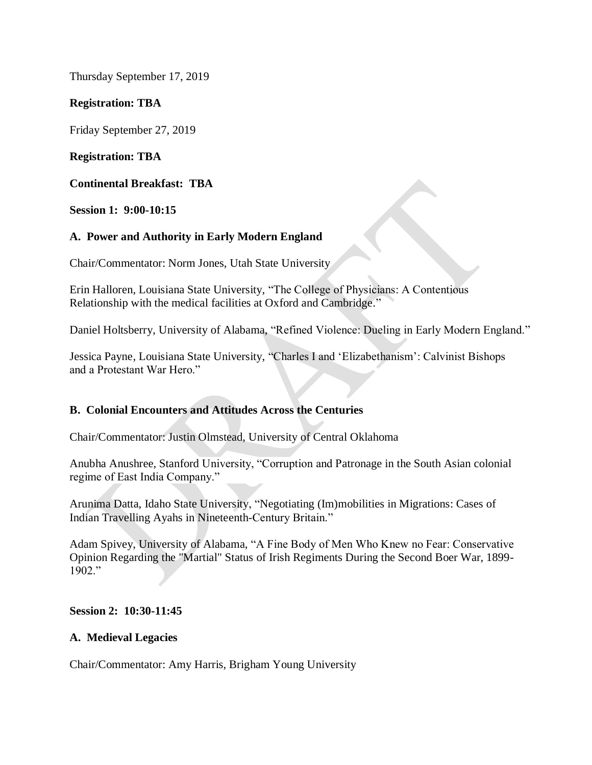Thursday September 17, 2019

**Registration: TBA**

Friday September 27, 2019

**Registration: TBA**

**Continental Breakfast: TBA**

**Session 1: 9:00-10:15**

**A. Power and Authority in Early Modern England**

Chair/Commentator: Norm Jones, Utah State University

Erin Halloren, Louisiana State University, "The College of Physicians: A Contentious Relationship with the medical facilities at Oxford and Cambridge."

Daniel Holtsberry, University of Alabama, "Refined Violence: Dueling in Early Modern England."

Jessica Payne, Louisiana State University, "Charles I and 'Elizabethanism': Calvinist Bishops and a Protestant War Hero."

**B. Colonial Encounters and Attitudes Across the Centuries**

Chair/Commentator: Justin Olmstead, University of Central Oklahoma

Anubha Anushree, Stanford University, "Corruption and Patronage in the South Asian colonial regime of East India Company."

Arunima Datta, Idaho State University, "Negotiating (Im)mobilities in Migrations: Cases of Indian Travelling Ayahs in Nineteenth-Century Britain."

Adam Spivey, University of Alabama, "A Fine Body of Men Who Knew no Fear: Conservative Opinion Regarding the "Martial" Status of Irish Regiments During the Second Boer War, 1899-1902."

**Session 2: 10:30-11:45**

**A. Medieval Legacies**

Chair/Commentator: Amy Harris, Brigham Young University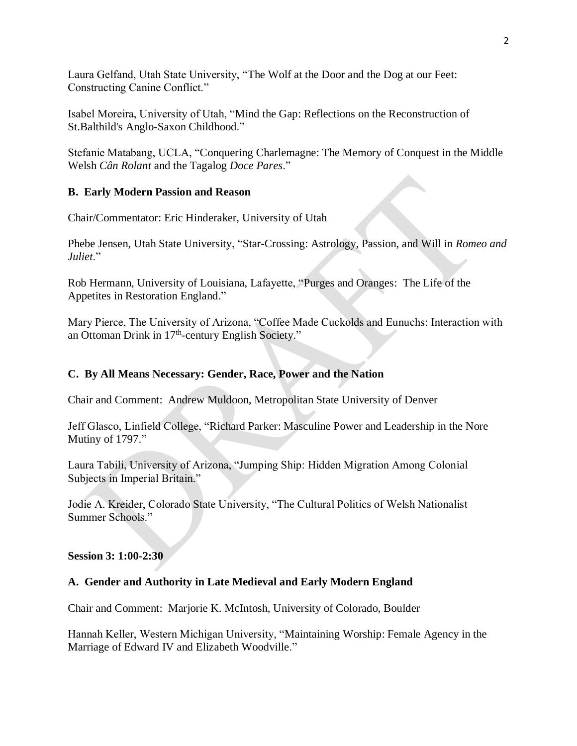Laura Gelfand, Utah State University, "The Wolf at the Door and the Dog at our Feet: Constructing Canine Conflict."

Isabel Moreira, University of Utah, "Mind the Gap: Reflections on the Reconstruction of St.Balthild's Anglo-Saxon Childhood."

Stefanie Matabang, UCLA, "Conquering Charlemagne: The Memory of Conquest in the Middle Welsh *Cân Rolant* and the Tagalog *Doce Pares*."

**B. Early Modern Passion and Reason**

Chair/Commentator: Eric Hinderaker, University of Utah

Phebe Jensen, Utah State University, "Star-Crossing: Astrology, Passion, and Will in *Romeo and Juliet*."

Rob Hermann, University of Louisiana, Lafayette, "Purges and Oranges: The Life of the Appetites in Restoration England."

Mary Pierce, The University of Arizona, "Coffee Made Cuckolds and Eunuchs: Interaction with an Ottoman Drink in 17th-century English Society."

**C. By All Means Necessary: Gender, Race, Power and the Nation**

Chair and Comment: Andrew Muldoon, Metropolitan State University of Denver

Jeff Glasco, Linfield College, "Richard Parker: Masculine Power and Leadership in the Nore Mutiny of 1797."

Laura Tabili, University of Arizona, "Jumping Ship: Hidden Migration Among Colonial Subjects in Imperial Britain."

Jodie A. Kreider, Colorado State University, "The Cultural Politics of Welsh Nationalist Summer Schools."

**Session 3: 1:00-2:30**

**A. Gender and Authority in Late Medieval and Early Modern England**

Chair and Comment: Marjorie K. McIntosh, University of Colorado, Boulder

Hannah Keller, Western Michigan University, "Maintaining Worship: Female Agency in the Marriage of Edward IV and Elizabeth Woodville."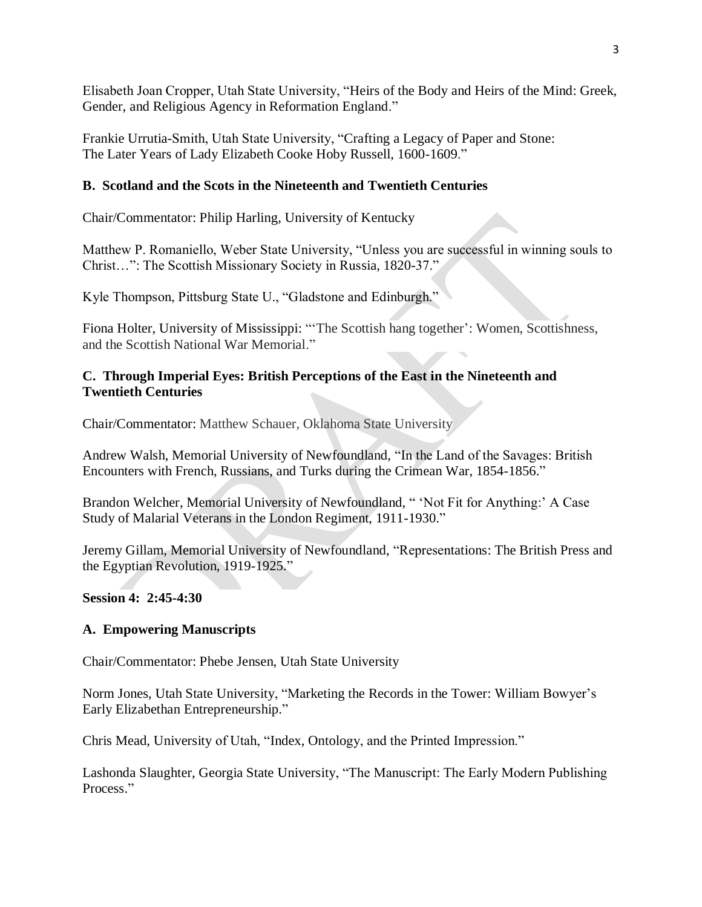Elisabeth Joan Cropper, Utah State University, "Heirs of the Body and Heirs of the Mind: Greek, Gender, and Religious Agency in Reformation England."

Frankie Urrutia-Smith, Utah State University, "Crafting a Legacy of Paper and Stone: The Later Years of Lady Elizabeth Cooke Hoby Russell, 1600-1609."

### B. Scotland and the Scots in the Nineteenth and Twentieth Centuries

Chair/Commentator: Philip Harling, University of Kentucky

Matthew P. Romaniello, Weber State University, "Unless you are successful in winning souls to Christ…": The Scottish Missionary Society in Russia, 1820-37."

Kyle Thompson, Pittsburg State U., "Gladstone and Edinburgh."

Fiona Holter, University of Mississippi: "'The Scottish hang together': Women, Scottishness, and the Scottish National War Memorial."

### C. Through Imperial Eyes: British Perceptions of the East in the Nineteenth and Twentieth Centuries

Chair/Commentator: Matthew Schauer, Oklahoma State University

Andrew Walsh, Memorial University of Newfoundland, "In the Land of the Savages: British Encounters with French, Russians, and Turks during the Crimean War, 1854-1856."

Brandon Welcher, Memorial University of Newfoundland, " 'Not Fit for Anything:' A Case Study of Malarial Veterans in the London Regiment, 1911-1930."

Jeremy Gillam, Memorial University of Newfoundland, "Representations: The British Press and the Egyptian Revolution, 1919-1925."

**Session 4: 2:45-4:30**

### A. Empowering Manuscripts

Chair/Commentator: Phebe Jensen, Utah State University

Norm Jones, Utah State University, "Marketing the Records in the Tower: William Bowyer's Early Elizabethan Entrepreneurship."

Chris Mead, University of Utah, "Index, Ontology, and the Printed Impression."

Lashonda Slaughter, Georgia State University, "The Manuscript: The Early Modern Publishing Process."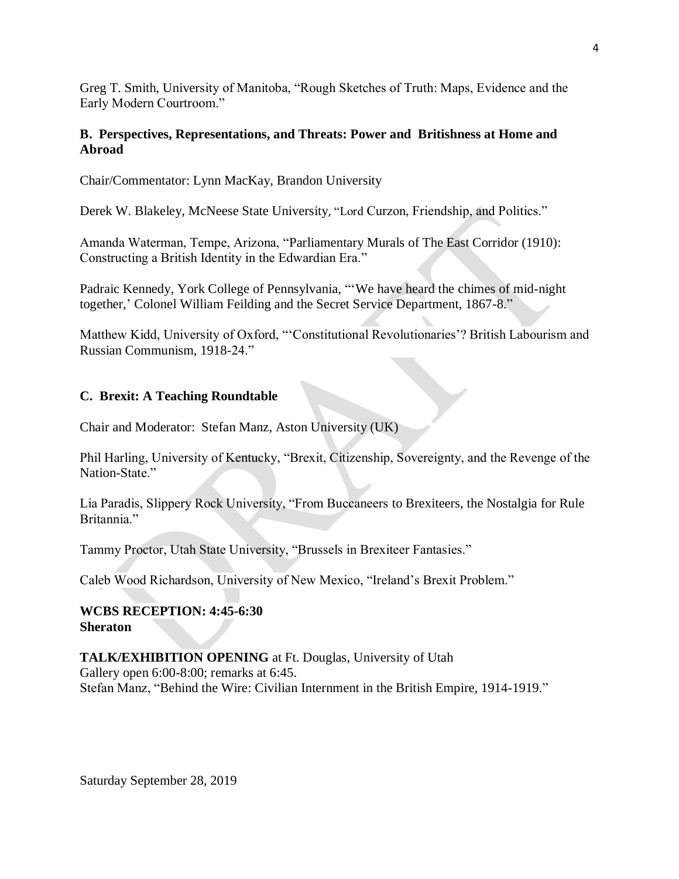Greg T. Smith, University of Manitoba, "Rough Sketches of Truth: Maps, Evidence and the Early Modern Courtroom."

**B. Perspectives, Representations, and Threats: Power and Britishness at Home and Abroad**

Chair/Commentator: Lynn MacKay, Brandon University

Derek W. Blakeley, McNeese State University, "Lord Curzon, Friendship, and Politics."

Amanda Waterman, Tempe, Arizona, "Parliamentary Murals of The East Corridor (1910): Constructing a British Identity in the Edwardian Era."

Padraic Kennedy, York College of Pennsylvania, "'We have heard the chimes of mid-night together,' Colonel William Feilding and the Secret Service Department, 1867-8."

Matthew Kidd, University of Oxford, "'Constitutional Revolutionaries'? British Labourism and Russian Communism, 1918-24."

**C. Brexit: A Teaching Roundtable**

Chair and Moderator: Stefan Manz, Aston University (UK)

Phil Harling, University of Kentucky, "Brexit, Citizenship, Sovereignty, and the Revenge of the Nation-State."

Lia Paradis, Slippery Rock University, "From Buccaneers to Brexiteers, the Nostalgia for Rule Britannia."

Tammy Proctor, Utah State University, "Brussels in Brexiteer Fantasies."

Caleb Wood Richardson, University of New Mexico, "Ireland's Brexit Problem."

**WCBS RECEPTION: 4:45-6:30**
**Sheraton**

**TALK/EXHIBITION OPENING** at Ft. Douglas, University of Utah
Gallery open 6:00-8:00; remarks at 6:45.
Stefan Manz, "Behind the Wire: Civilian Internment in the British Empire, 1914-1919."

Saturday September 28, 2019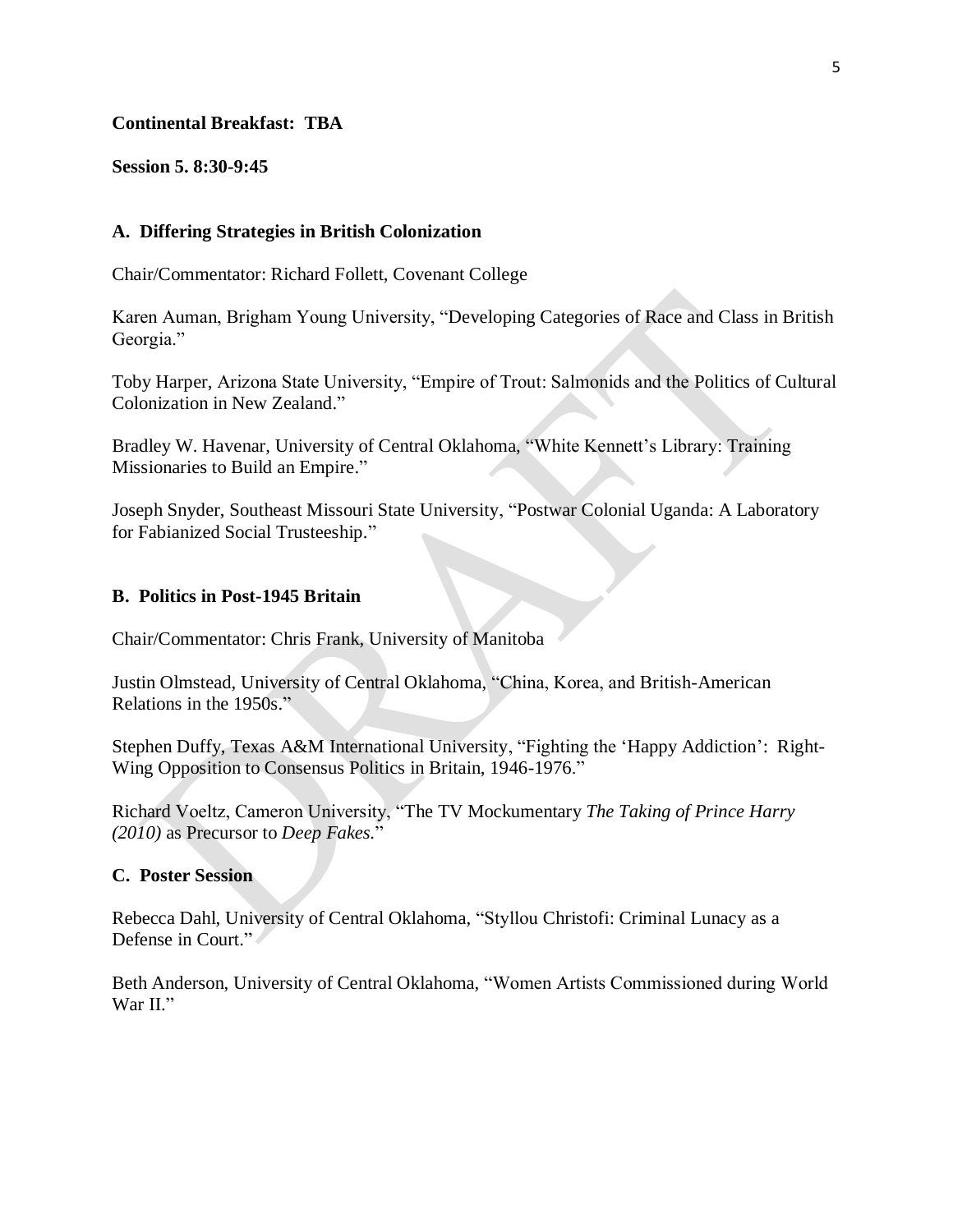**Continental Breakfast: TBA**

**Session 5. 8:30-9:45**

### A. Differing Strategies in British Colonization

Chair/Commentator: Richard Follett, Covenant College

Karen Auman, Brigham Young University, "Developing Categories of Race and Class in British Georgia."

Toby Harper, Arizona State University, "Empire of Trout: Salmonids and the Politics of Cultural Colonization in New Zealand."

Bradley W. Havenar, University of Central Oklahoma, "White Kennett's Library: Training Missionaries to Build an Empire."

Joseph Snyder, Southeast Missouri State University, "Postwar Colonial Uganda: A Laboratory for Fabianized Social Trusteeship."

### B. Politics in Post-1945 Britain

Chair/Commentator: Chris Frank, University of Manitoba

Justin Olmstead, University of Central Oklahoma, "China, Korea, and British-American Relations in the 1950s."

Stephen Duffy, Texas A&M International University, "Fighting the 'Happy Addiction': Right-Wing Opposition to Consensus Politics in Britain, 1946-1976."

Richard Voeltz, Cameron University, "The TV Mockumentary *The Taking of Prince Harry (2010)* as Precursor to *Deep Fakes.*"

### C. Poster Session

Rebecca Dahl, University of Central Oklahoma, "Styllou Christofi: Criminal Lunacy as a Defense in Court."

Beth Anderson, University of Central Oklahoma, "Women Artists Commissioned during World War II."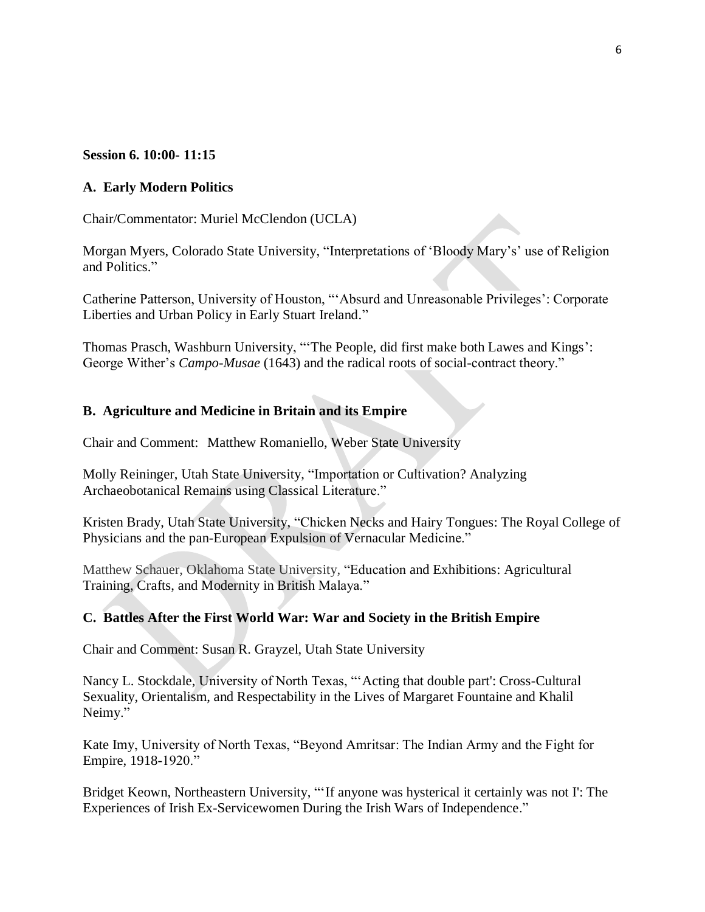**Session 6. 10:00- 11:15**

**A. Early Modern Politics**

Chair/Commentator: Muriel McClendon (UCLA)

Morgan Myers, Colorado State University, "Interpretations of 'Bloody Mary's' use of Religion and Politics."

Catherine Patterson, University of Houston, "'Absurd and Unreasonable Privileges': Corporate Liberties and Urban Policy in Early Stuart Ireland."

Thomas Prasch, Washburn University, "'The People, did first make both Lawes and Kings': George Wither's *Campo-Musae* (1643) and the radical roots of social-contract theory."

**B. Agriculture and Medicine in Britain and its Empire**

Chair and Comment: Matthew Romaniello, Weber State University

Molly Reininger, Utah State University, "Importation or Cultivation? Analyzing Archaeobotanical Remains using Classical Literature."

Kristen Brady, Utah State University, "Chicken Necks and Hairy Tongues: The Royal College of Physicians and the pan-European Expulsion of Vernacular Medicine."

Matthew Schauer, Oklahoma State University, "Education and Exhibitions: Agricultural Training, Crafts, and Modernity in British Malaya."

**C. Battles After the First World War: War and Society in the British Empire**

Chair and Comment: Susan R. Grayzel, Utah State University

Nancy L. Stockdale, University of North Texas, "'Acting that double part': Cross-Cultural Sexuality, Orientalism, and Respectability in the Lives of Margaret Fountaine and Khalil Neimy."

Kate Imy, University of North Texas, "Beyond Amritsar: The Indian Army and the Fight for Empire, 1918-1920."

Bridget Keown, Northeastern University, "'If anyone was hysterical it certainly was not I': The Experiences of Irish Ex-Servicewomen During the Irish Wars of Independence."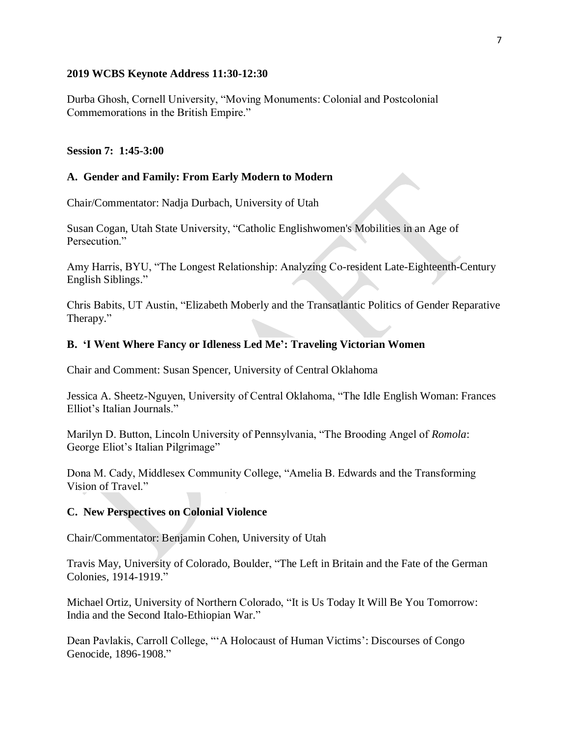**2019 WCBS Keynote Address 11:30-12:30**

Durba Ghosh, Cornell University, "Moving Monuments: Colonial and Postcolonial Commemorations in the British Empire."

**Session 7: 1:45-3:00**

**A. Gender and Family: From Early Modern to Modern**

Chair/Commentator: Nadja Durbach, University of Utah

Susan Cogan, Utah State University, "Catholic Englishwomen's Mobilities in an Age of Persecution."

Amy Harris, BYU, "The Longest Relationship: Analyzing Co-resident Late-Eighteenth-Century English Siblings."

Chris Babits, UT Austin, "Elizabeth Moberly and the Transatlantic Politics of Gender Reparative Therapy."

**B. 'I Went Where Fancy or Idleness Led Me': Traveling Victorian Women**

Chair and Comment: Susan Spencer, University of Central Oklahoma

Jessica A. Sheetz-Nguyen, University of Central Oklahoma, "The Idle English Woman: Frances Elliot's Italian Journals."

Marilyn D. Button, Lincoln University of Pennsylvania, "The Brooding Angel of *Romola*: George Eliot's Italian Pilgrimage"

Dona M. Cady, Middlesex Community College, "Amelia B. Edwards and the Transforming Vision of Travel."

**C. New Perspectives on Colonial Violence**

Chair/Commentator: Benjamin Cohen, University of Utah

Travis May, University of Colorado, Boulder, "The Left in Britain and the Fate of the German Colonies, 1914-1919."

Michael Ortiz, University of Northern Colorado, "It is Us Today It Will Be You Tomorrow: India and the Second Italo-Ethiopian War."

Dean Pavlakis, Carroll College, "'A Holocaust of Human Victims': Discourses of Congo Genocide, 1896-1908."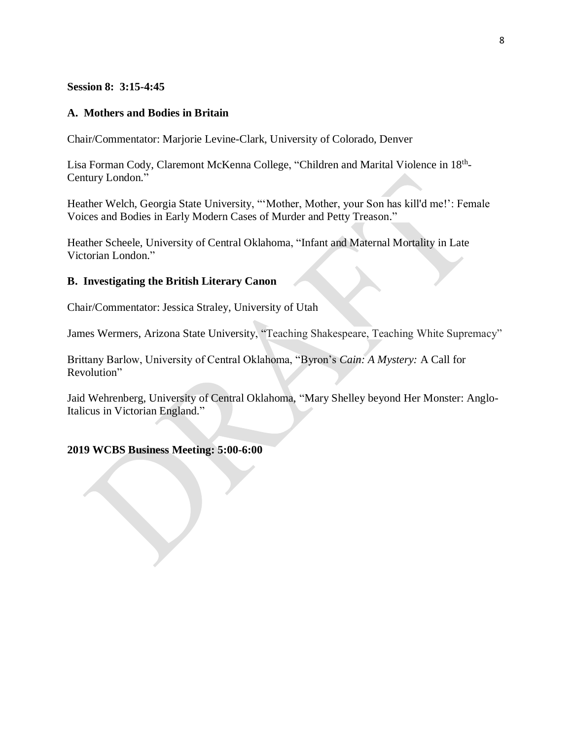**Session 8: 3:15-4:45**

**A. Mothers and Bodies in Britain**

Chair/Commentator: Marjorie Levine-Clark, University of Colorado, Denver

Lisa Forman Cody, Claremont McKenna College, "Children and Marital Violence in 18th-Century London."

Heather Welch, Georgia State University, "'Mother, Mother, your Son has kill'd me!': Female Voices and Bodies in Early Modern Cases of Murder and Petty Treason."

Heather Scheele, University of Central Oklahoma, "Infant and Maternal Mortality in Late Victorian London."

**B. Investigating the British Literary Canon**

Chair/Commentator: Jessica Straley, University of Utah

James Wermers, Arizona State University, "Teaching Shakespeare, Teaching White Supremacy"

Brittany Barlow, University of Central Oklahoma, "Byron's *Cain: A Mystery:* A Call for Revolution"

Jaid Wehrenberg, University of Central Oklahoma, "Mary Shelley beyond Her Monster: Anglo-Italicus in Victorian England."

**2019 WCBS Business Meeting: 5:00-6:00**